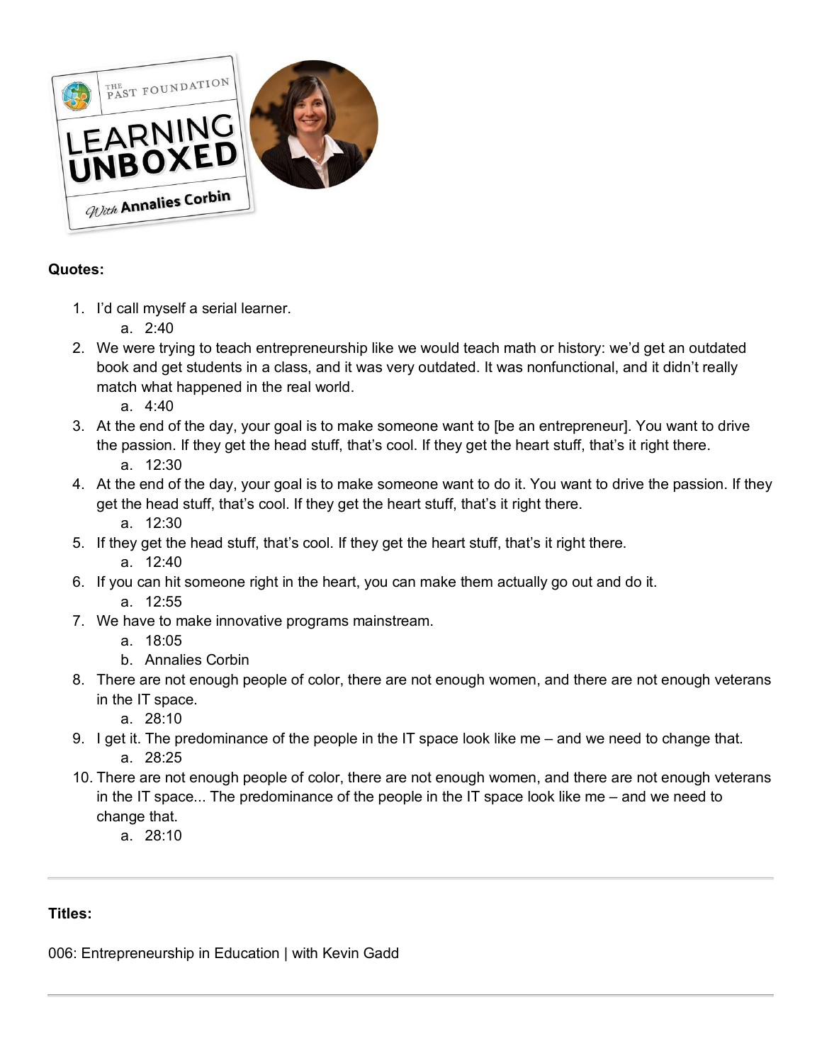THE PAST FOUNDATION

LEARNING UNBOXED

With Annalies Corbin

**Quotes:**

1. I'd call myself a serial learner.
   a. 2:40
2. We were trying to teach entrepreneurship like we would teach math or history: we'd get an outdated book and get students in a class, and it was very outdated. It was nonfunctional, and it didn't really match what happened in the real world.
   a. 4:40
3. At the end of the day, your goal is to make someone want to [be an entrepreneur]. You want to drive the passion. If they get the head stuff, that's cool. If they get the heart stuff, that's it right there.
   a. 12:30
4. At the end of the day, your goal is to make someone want to do it. You want to drive the passion. If they get the head stuff, that's cool. If they get the heart stuff, that's it right there.
   a. 12:30
5. If they get the head stuff, that's cool. If they get the heart stuff, that's it right there.
   a. 12:40
6. If you can hit someone right in the heart, you can make them actually go out and do it.
   a. 12:55
7. We have to make innovative programs mainstream.
   a. 18:05
   b. Annalies Corbin
8. There are not enough people of color, there are not enough women, and there are not enough veterans in the IT space.
   a. 28:10
9. I get it. The predominance of the people in the IT space look like me – and we need to change that.
   a. 28:25
10. There are not enough people of color, there are not enough women, and there are not enough veterans in the IT space... The predominance of the people in the IT space look like me – and we need to change that.
    a. 28:10

---

**Titles:**

006: Entrepreneurship in Education | with Kevin Gadd

---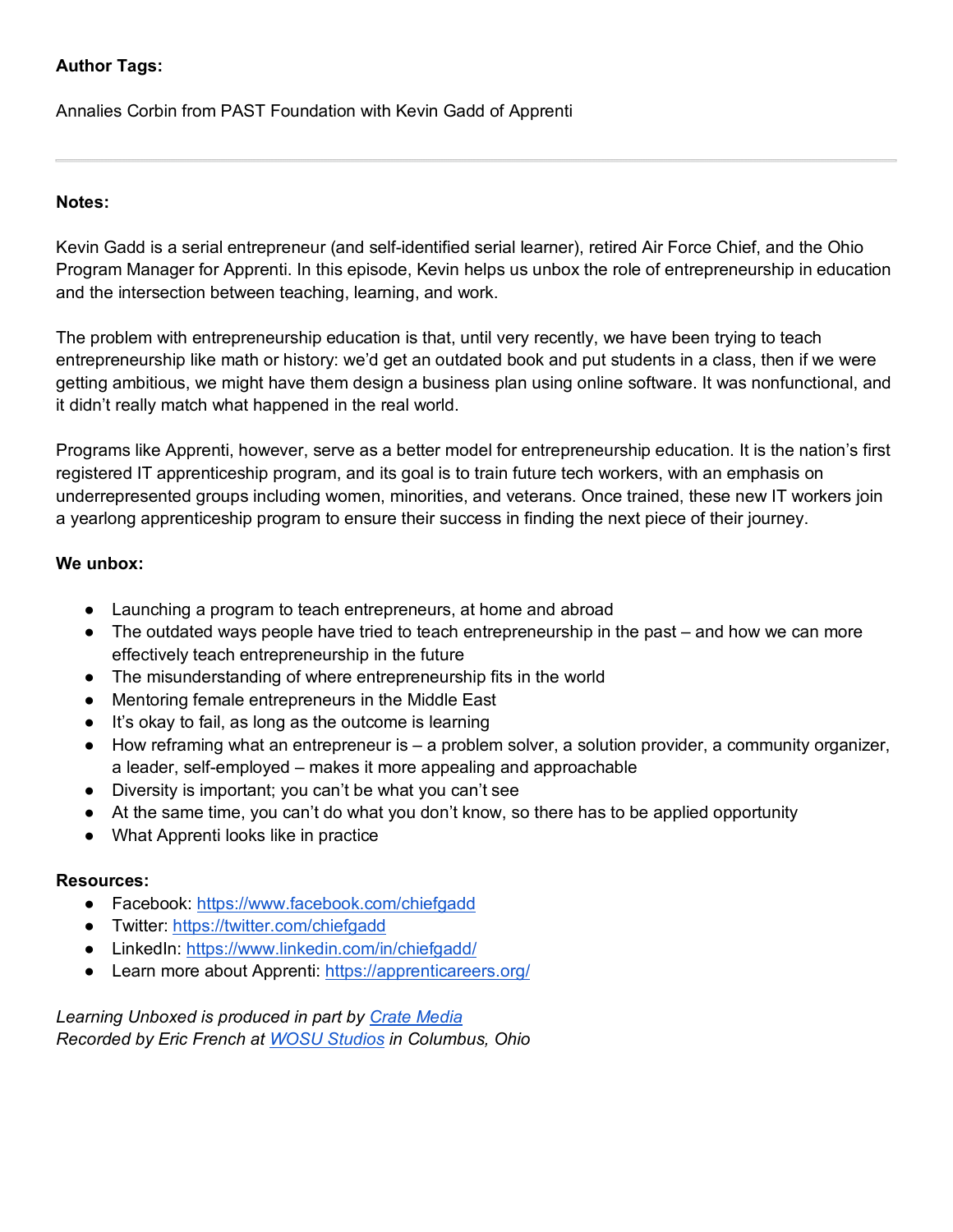**Author Tags:**

Annalies Corbin from PAST Foundation with Kevin Gadd of Apprenti

---

**Notes:**

Kevin Gadd is a serial entrepreneur (and self-identified serial learner), retired Air Force Chief, and the Ohio Program Manager for Apprenti. In this episode, Kevin helps us unbox the role of entrepreneurship in education and the intersection between teaching, learning, and work.

The problem with entrepreneurship education is that, until very recently, we have been trying to teach entrepreneurship like math or history: we'd get an outdated book and put students in a class, then if we were getting ambitious, we might have them design a business plan using online software. It was nonfunctional, and it didn't really match what happened in the real world.

Programs like Apprenti, however, serve as a better model for entrepreneurship education. It is the nation's first registered IT apprenticeship program, and its goal is to train future tech workers, with an emphasis on underrepresented groups including women, minorities, and veterans. Once trained, these new IT workers join a yearlong apprenticeship program to ensure their success in finding the next piece of their journey.

**We unbox:**

- Launching a program to teach entrepreneurs, at home and abroad
- The outdated ways people have tried to teach entrepreneurship in the past – and how we can more effectively teach entrepreneurship in the future
- The misunderstanding of where entrepreneurship fits in the world
- Mentoring female entrepreneurs in the Middle East
- It's okay to fail, as long as the outcome is learning
- How reframing what an entrepreneur is – a problem solver, a solution provider, a community organizer, a leader, self-employed – makes it more appealing and approachable
- Diversity is important; you can't be what you can't see
- At the same time, you can't do what you don't know, so there has to be applied opportunity
- What Apprenti looks like in practice

**Resources:**

- Facebook: [https://www.facebook.com/chiefgadd](https://www.facebook.com/chiefgadd)
- Twitter: [https://twitter.com/chiefgadd](https://twitter.com/chiefgadd)
- LinkedIn: [https://www.linkedin.com/in/chiefgadd/](https://www.linkedin.com/in/chiefgadd/)
- Learn more about Apprenti: [https://apprenticareers.org/](https://apprenticareers.org/)

*Learning Unboxed is produced in part by Crate Media*
*Recorded by Eric French at WOSU Studios in Columbus, Ohio*